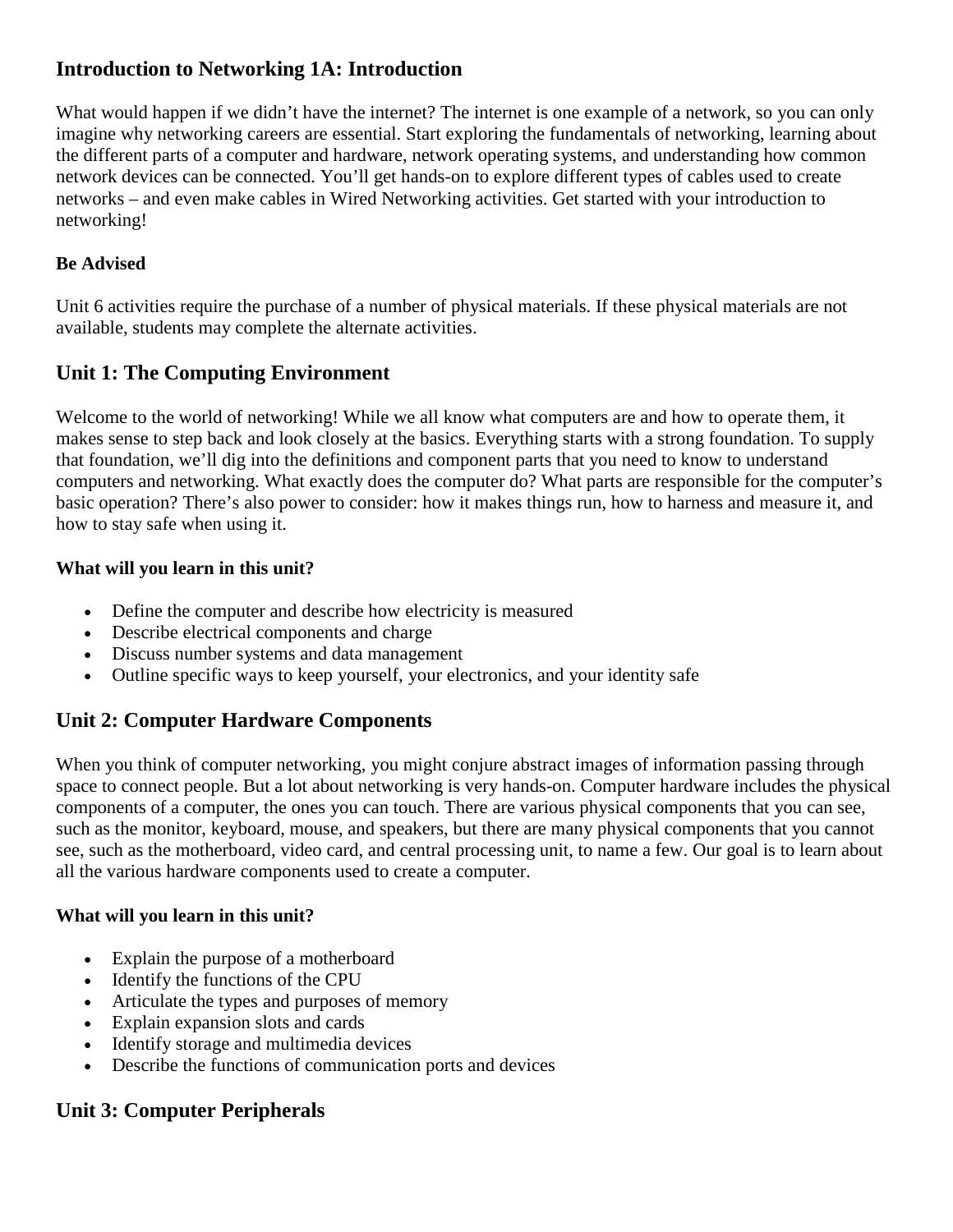## Introduction to Networking 1A: Introduction

What would happen if we didn't have the internet? The internet is one example of a network, so you can only imagine why networking careers are essential. Start exploring the fundamentals of networking, learning about the different parts of a computer and hardware, network operating systems, and understanding how common network devices can be connected. You'll get hands-on to explore different types of cables used to create networks – and even make cables in Wired Networking activities. Get started with your introduction to networking!

**Be Advised**

Unit 6 activities require the purchase of a number of physical materials. If these physical materials are not available, students may complete the alternate activities.

## Unit 1: The Computing Environment

Welcome to the world of networking! While we all know what computers are and how to operate them, it makes sense to step back and look closely at the basics. Everything starts with a strong foundation. To supply that foundation, we'll dig into the definitions and component parts that you need to know to understand computers and networking. What exactly does the computer do? What parts are responsible for the computer's basic operation? There's also power to consider: how it makes things run, how to harness and measure it, and how to stay safe when using it.

**What will you learn in this unit?**

- Define the computer and describe how electricity is measured
- Describe electrical components and charge
- Discuss number systems and data management
- Outline specific ways to keep yourself, your electronics, and your identity safe

## Unit 2: Computer Hardware Components

When you think of computer networking, you might conjure abstract images of information passing through space to connect people. But a lot about networking is very hands-on. Computer hardware includes the physical components of a computer, the ones you can touch. There are various physical components that you can see, such as the monitor, keyboard, mouse, and speakers, but there are many physical components that you cannot see, such as the motherboard, video card, and central processing unit, to name a few. Our goal is to learn about all the various hardware components used to create a computer.

**What will you learn in this unit?**

- Explain the purpose of a motherboard
- Identify the functions of the CPU
- Articulate the types and purposes of memory
- Explain expansion slots and cards
- Identify storage and multimedia devices
- Describe the functions of communication ports and devices

## Unit 3: Computer Peripherals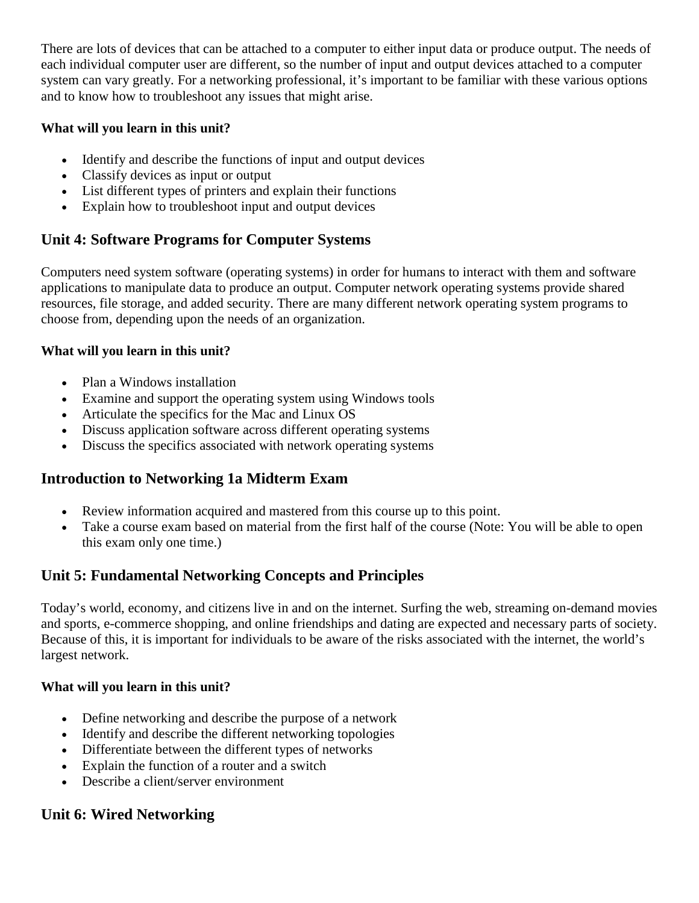There are lots of devices that can be attached to a computer to either input data or produce output. The needs of each individual computer user are different, so the number of input and output devices attached to a computer system can vary greatly. For a networking professional, it's important to be familiar with these various options and to know how to troubleshoot any issues that might arise.

**What will you learn in this unit?**

- Identify and describe the functions of input and output devices
- Classify devices as input or output
- List different types of printers and explain their functions
- Explain how to troubleshoot input and output devices

## Unit 4: Software Programs for Computer Systems

Computers need system software (operating systems) in order for humans to interact with them and software applications to manipulate data to produce an output. Computer network operating systems provide shared resources, file storage, and added security. There are many different network operating system programs to choose from, depending upon the needs of an organization.

**What will you learn in this unit?**

- Plan a Windows installation
- Examine and support the operating system using Windows tools
- Articulate the specifics for the Mac and Linux OS
- Discuss application software across different operating systems
- Discuss the specifics associated with network operating systems

## Introduction to Networking 1a Midterm Exam

- Review information acquired and mastered from this course up to this point.
- Take a course exam based on material from the first half of the course (Note: You will be able to open this exam only one time.)

## Unit 5: Fundamental Networking Concepts and Principles

Today's world, economy, and citizens live in and on the internet. Surfing the web, streaming on-demand movies and sports, e-commerce shopping, and online friendships and dating are expected and necessary parts of society. Because of this, it is important for individuals to be aware of the risks associated with the internet, the world's largest network.

**What will you learn in this unit?**

- Define networking and describe the purpose of a network
- Identify and describe the different networking topologies
- Differentiate between the different types of networks
- Explain the function of a router and a switch
- Describe a client/server environment

## Unit 6: Wired Networking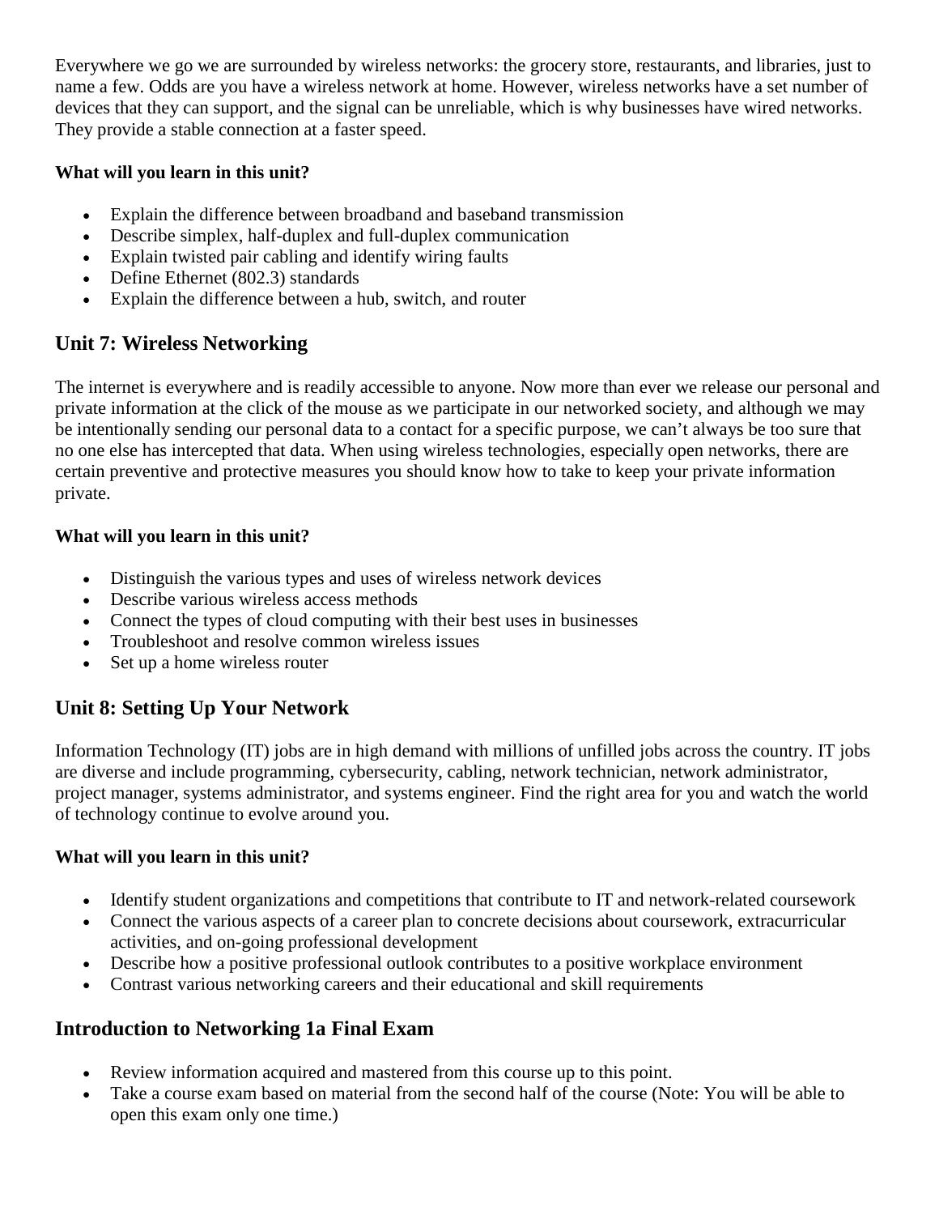Everywhere we go we are surrounded by wireless networks: the grocery store, restaurants, and libraries, just to name a few. Odds are you have a wireless network at home. However, wireless networks have a set number of devices that they can support, and the signal can be unreliable, which is why businesses have wired networks. They provide a stable connection at a faster speed.

**What will you learn in this unit?**

- Explain the difference between broadband and baseband transmission
- Describe simplex, half-duplex and full-duplex communication
- Explain twisted pair cabling and identify wiring faults
- Define Ethernet (802.3) standards
- Explain the difference between a hub, switch, and router

## Unit 7: Wireless Networking

The internet is everywhere and is readily accessible to anyone. Now more than ever we release our personal and private information at the click of the mouse as we participate in our networked society, and although we may be intentionally sending our personal data to a contact for a specific purpose, we can't always be too sure that no one else has intercepted that data. When using wireless technologies, especially open networks, there are certain preventive and protective measures you should know how to take to keep your private information private.

**What will you learn in this unit?**

- Distinguish the various types and uses of wireless network devices
- Describe various wireless access methods
- Connect the types of cloud computing with their best uses in businesses
- Troubleshoot and resolve common wireless issues
- Set up a home wireless router

## Unit 8: Setting Up Your Network

Information Technology (IT) jobs are in high demand with millions of unfilled jobs across the country. IT jobs are diverse and include programming, cybersecurity, cabling, network technician, network administrator, project manager, systems administrator, and systems engineer. Find the right area for you and watch the world of technology continue to evolve around you.

**What will you learn in this unit?**

- Identify student organizations and competitions that contribute to IT and network-related coursework
- Connect the various aspects of a career plan to concrete decisions about coursework, extracurricular activities, and on-going professional development
- Describe how a positive professional outlook contributes to a positive workplace environment
- Contrast various networking careers and their educational and skill requirements

## Introduction to Networking 1a Final Exam

- Review information acquired and mastered from this course up to this point.
- Take a course exam based on material from the second half of the course (Note: You will be able to open this exam only one time.)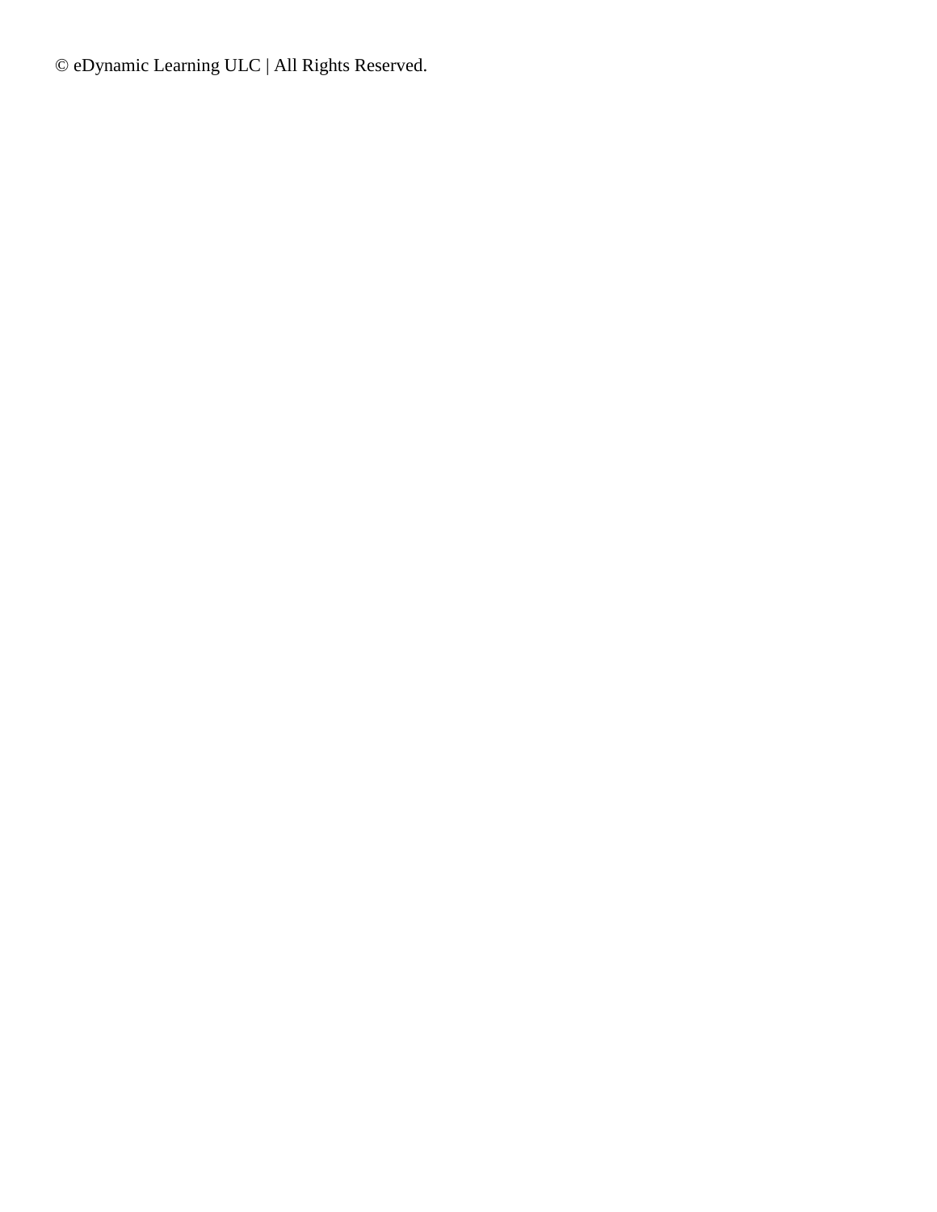© eDynamic Learning ULC | All Rights Reserved.